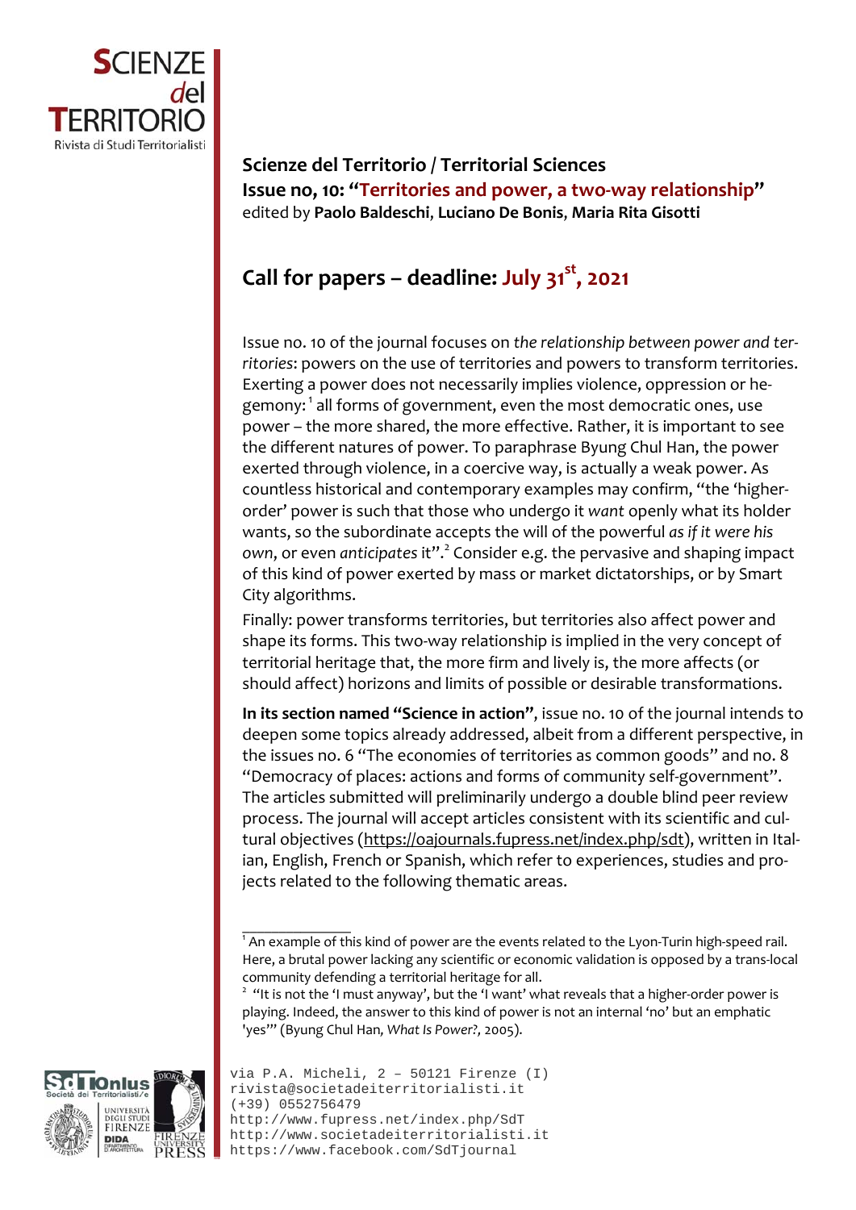**SCIENZE del TERRITORIO**
Rivista di Studi Territorialisti

**Scienze del Territorio / Territorial Sciences**
**Issue no, 10: "Territories and power, a two-way relationship"**
edited by **Paolo Baldeschi**, **Luciano De Bonis**, **Maria Rita Gisotti**

## Call for papers – deadline: July 31st, 2021

Issue no. 10 of the journal focuses on *the relationship between power and territories*: powers on the use of territories and powers to transform territories. Exerting a power does not necessarily implies violence, oppression or hegemony:[1] all forms of government, even the most democratic ones, use power – the more shared, the more effective. Rather, it is important to see the different natures of power. To paraphrase Byung Chul Han, the power exerted through violence, in a coercive way, is actually a weak power. As countless historical and contemporary examples may confirm, "the 'higher-order' power is such that those who undergo it *want* openly what its holder wants, so the subordinate accepts the will of the powerful *as if it were his own*, or even *anticipates* it".[2] Consider e.g. the pervasive and shaping impact of this kind of power exerted by mass or market dictatorships, or by Smart City algorithms.

Finally: power transforms territories, but territories also affect power and shape its forms. This two-way relationship is implied in the very concept of territorial heritage that, the more firm and lively is, the more affects (or should affect) horizons and limits of possible or desirable transformations.

**In its section named "Science in action"**, issue no. 10 of the journal intends to deepen some topics already addressed, albeit from a different perspective, in the issues no. 6 "The economies of territories as common goods" and no. 8 "Democracy of places: actions and forms of community self-government". The articles submitted will preliminarily undergo a double blind peer review process. The journal will accept articles consistent with its scientific and cultural objectives (https://oajournals.fupress.net/index.php/sdt), written in Italian, English, French or Spanish, which refer to experiences, studies and projects related to the following thematic areas.

---

[1] An example of this kind of power are the events related to the Lyon-Turin high-speed rail. Here, a brutal power lacking any scientific or economic validation is opposed by a trans-local community defending a territorial heritage for all.

[2] "It is not the 'I must anyway', but the 'I want' what reveals that a higher-order power is playing. Indeed, the answer to this kind of power is not an internal 'no' but an emphatic 'yes'" (Byung Chul Han, *What Is Power?*, 2005).

via P.A. Micheli, 2 – 50121 Firenze (I)
rivista@societadeiterritorialisti.it
(+39) 0552756479
http://www.fupress.net/index.php/SdT
http://www.societadeiterritorialisti.it
https://www.facebook.com/SdTjournal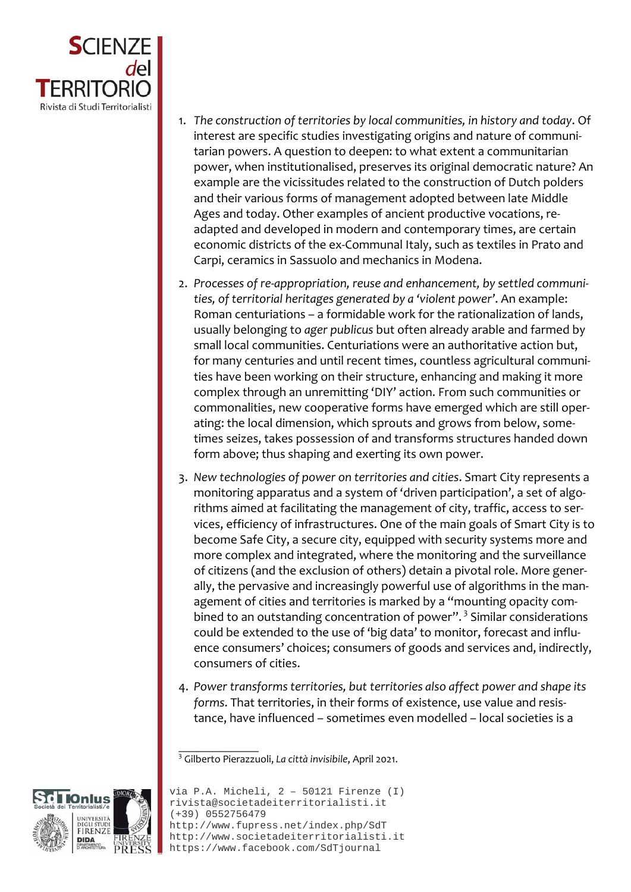1. *The construction of territories by local communities, in history and today*. Of interest are specific studies investigating origins and nature of communitarian powers. A question to deepen: to what extent a communitarian power, when institutionalised, preserves its original democratic nature? An example are the vicissitudes related to the construction of Dutch polders and their various forms of management adopted between late Middle Ages and today. Other examples of ancient productive vocations, re-adapted and developed in modern and contemporary times, are certain economic districts of the ex-Communal Italy, such as textiles in Prato and Carpi, ceramics in Sassuolo and mechanics in Modena.

2. *Processes of re-appropriation, reuse and enhancement, by settled communities, of territorial heritages generated by a 'violent power'*. An example: Roman centuriations – a formidable work for the rationalization of lands, usually belonging to *ager publicus* but often already arable and farmed by small local communities. Centuriations were an authoritative action but, for many centuries and until recent times, countless agricultural communities have been working on their structure, enhancing and making it more complex through an unremitting 'DIY' action. From such communities or commonalities, new cooperative forms have emerged which are still operating: the local dimension, which sprouts and grows from below, sometimes seizes, takes possession of and transforms structures handed down form above; thus shaping and exerting its own power.

3. *New technologies of power on territories and cities*. Smart City represents a monitoring apparatus and a system of 'driven participation', a set of algorithms aimed at facilitating the management of city, traffic, access to services, efficiency of infrastructures. One of the main goals of Smart City is to become Safe City, a secure city, equipped with security systems more and more complex and integrated, where the monitoring and the surveillance of citizens (and the exclusion of others) detain a pivotal role. More generally, the pervasive and increasingly powerful use of algorithms in the management of cities and territories is marked by a "mounting opacity combined to an outstanding concentration of power".[3] Similar considerations could be extended to the use of 'big data' to monitor, forecast and influence consumers' choices; consumers of goods and services and, indirectly, consumers of cities.

4. *Power transforms territories, but territories also affect power and shape its forms*. That territories, in their forms of existence, use value and resistance, have influenced – sometimes even modelled – local societies is a

[3] Gilberto Pierazzuoli, *La città invisibile*, April 2021.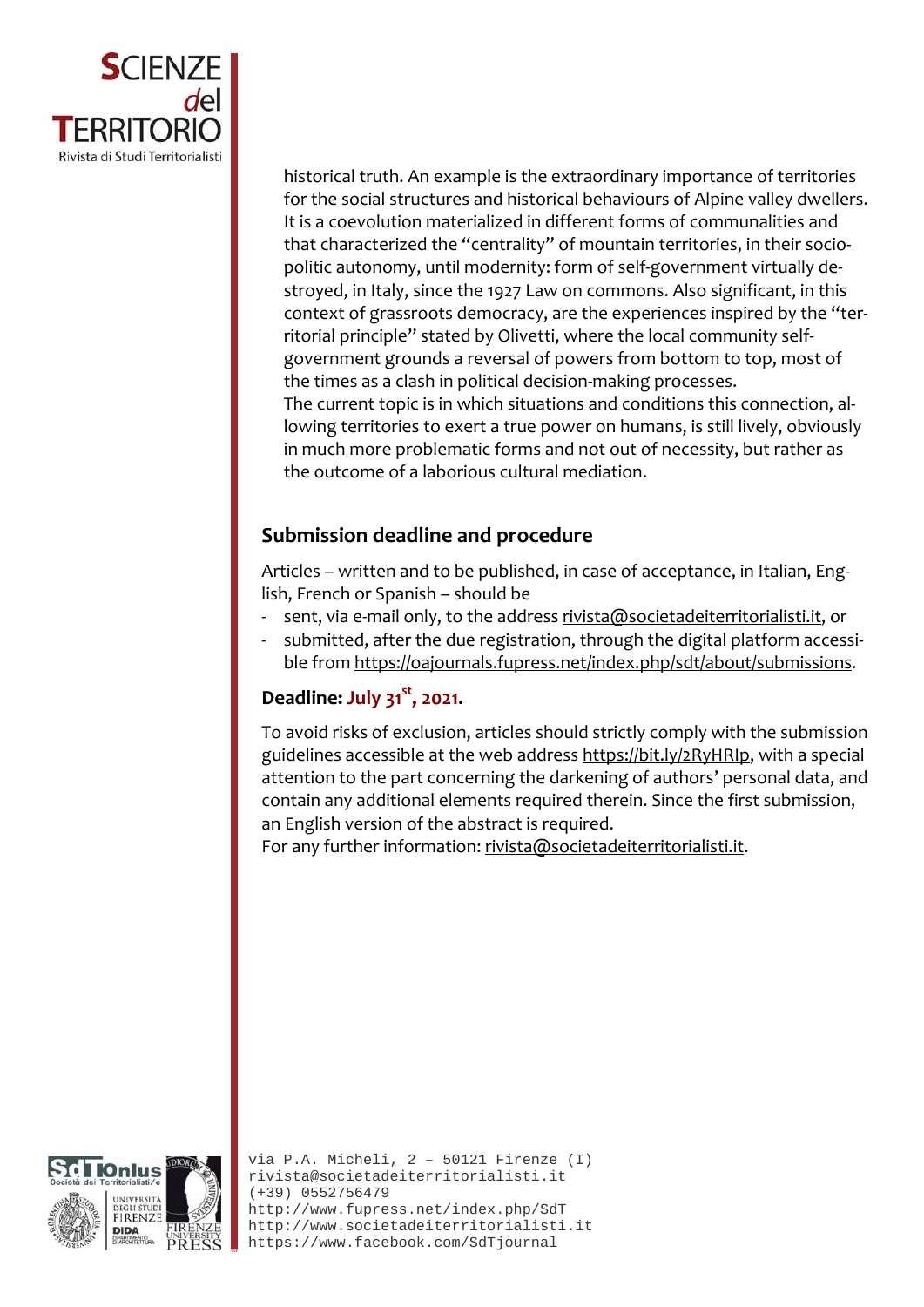historical truth. An example is the extraordinary importance of territories for the social structures and historical behaviours of Alpine valley dwellers. It is a coevolution materialized in different forms of communalities and that characterized the "centrality" of mountain territories, in their socio-politic autonomy, until modernity: form of self-government virtually destroyed, in Italy, since the 1927 Law on commons. Also significant, in this context of grassroots democracy, are the experiences inspired by the "territorial principle" stated by Olivetti, where the local community self-government grounds a reversal of powers from bottom to top, most of the times as a clash in political decision-making processes.
The current topic is in which situations and conditions this connection, allowing territories to exert a true power on humans, is still lively, obviously in much more problematic forms and not out of necessity, but rather as the outcome of a laborious cultural mediation.

## Submission deadline and procedure

Articles – written and to be published, in case of acceptance, in Italian, English, French or Spanish – should be

- sent, via e-mail only, to the address rivista@societadeiterritorialisti.it, or
- submitted, after the due registration, through the digital platform accessible from https://oajournals.fupress.net/index.php/sdt/about/submissions.

### Deadline: July 31st, 2021.

To avoid risks of exclusion, articles should strictly comply with the submission guidelines accessible at the web address https://bit.ly/2RyHRIp, with a special attention to the part concerning the darkening of authors' personal data, and contain any additional elements required therein. Since the first submission, an English version of the abstract is required.
For any further information: rivista@societadeiterritorialisti.it.

via P.A. Micheli, 2 – 50121 Firenze (I)
rivista@societadeiterritorialisti.it
(+39) 0552756479
http://www.fupress.net/index.php/SdT
http://www.societadeiterritorialisti.it
https://www.facebook.com/SdTjournal